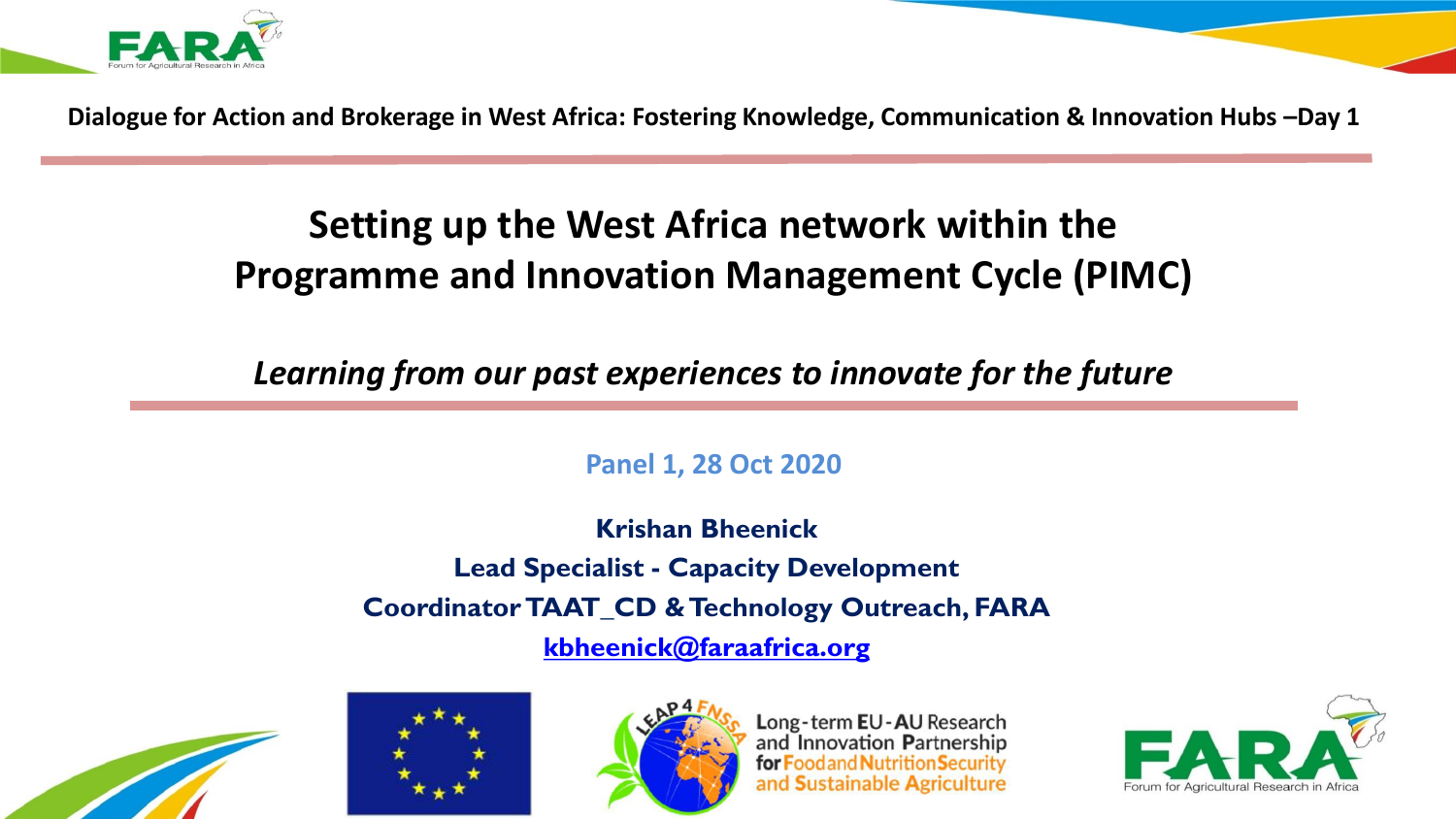**Dialogue for Action and Brokerage in West Africa: Fostering Knowledge, Communication & Innovation Hubs –Day 1**

# Setting up the West Africa network within the Programme and Innovation Management Cycle (PIMC)

*Learning from our past experiences to innovate for the future*

Panel 1, 28 Oct 2020

**Krishan Bheenick**

**Lead Specialist - Capacity Development**

**Coordinator TAAT_CD & Technology Outreach, FARA**

kbheenick@faraafrica.org

Long-term EU-AU Research and Innovation Partnership for Food and Nutrition Security and Sustainable Agriculture

FARA Forum for Agricultural Research in Africa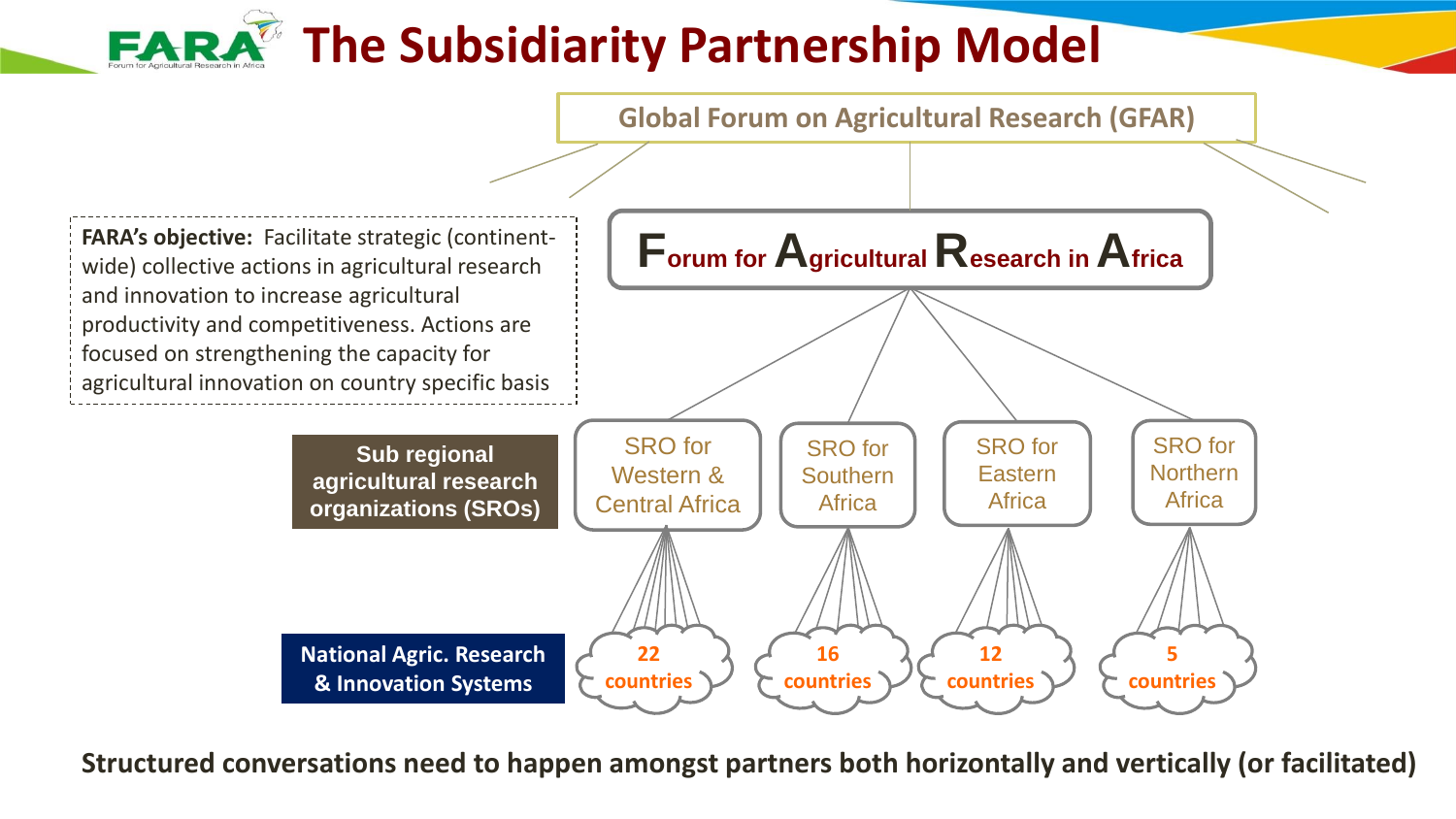# The Subsidiarity Partnership Model

Global Forum on Agricultural Research (GFAR)

**F**orum for **A**gricultural **R**esearch in **A**frica

**FARA's objective:** Facilitate strategic (continent-wide) collective actions in agricultural research and innovation to increase agricultural productivity and competitiveness. Actions are focused on strengthening the capacity for agricultural innovation on country specific basis

**Sub regional agricultural research organizations (SROs)**

- SRO for Western & Central Africa
- SRO for Southern Africa
- SRO for Eastern Africa
- SRO for Northern Africa

**National Agric. Research & Innovation Systems**

- 22 countries
- 16 countries
- 12 countries
- 5 countries

**Structured conversations need to happen amongst partners both horizontally and vertically (or facilitated)**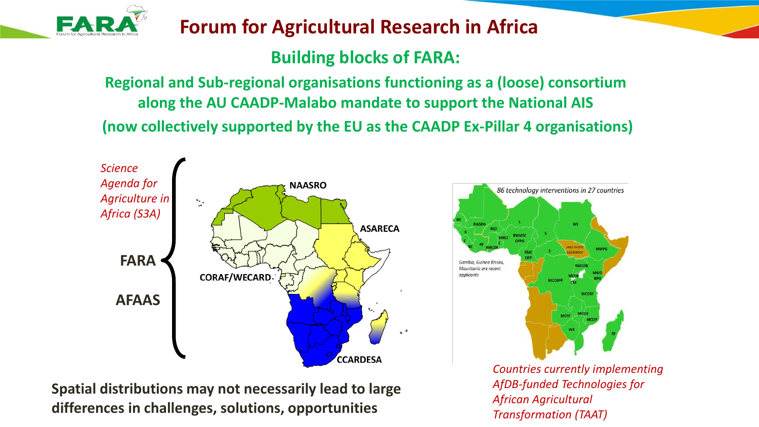# Forum for Agricultural Research in Africa

## Building blocks of FARA:

**Regional and Sub-regional organisations functioning as a (loose) consortium along the AU CAADP-Malabo mandate to support the National AIS (now collectively supported by the EU as the CAADP Ex-Pillar 4 organisations)**

*Science Agenda for Agriculture in Africa (S3A)*

**FARA**

**AFAAS**

**NAASRO**

**ASARECA**

**CORAF/WECARD**

**CCARDESA**

*86 technology interventions in 27 countries*

*Gambia, Guinea Bissau, Mauritania are recent applicants*

*Countries currently implementing AfDB-funded Technologies for African Agricultural Transformation (TAAT)*

**Spatial distributions may not necessarily lead to large differences in challenges, solutions, opportunities**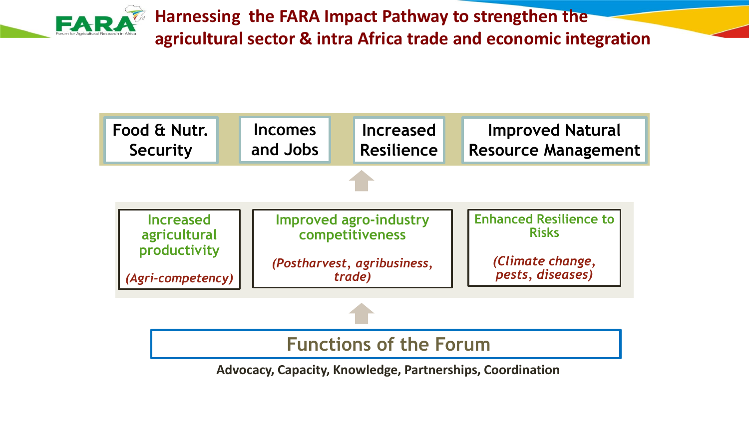# Harnessing the FARA Impact Pathway to strengthen the agricultural sector & intra Africa trade and economic integration

**Food & Nutr. Security** | **Incomes and Jobs** | **Increased Resilience** | **Improved Natural Resource Management**

↑

**Increased agricultural productivity**
*(Agri-competency)*

**Improved agro-industry competitiveness**
*(Postharvest, agribusiness, trade)*

**Enhanced Resilience to Risks**
*(Climate change, pests, diseases)*

↑

## Functions of the Forum

**Advocacy, Capacity, Knowledge, Partnerships, Coordination**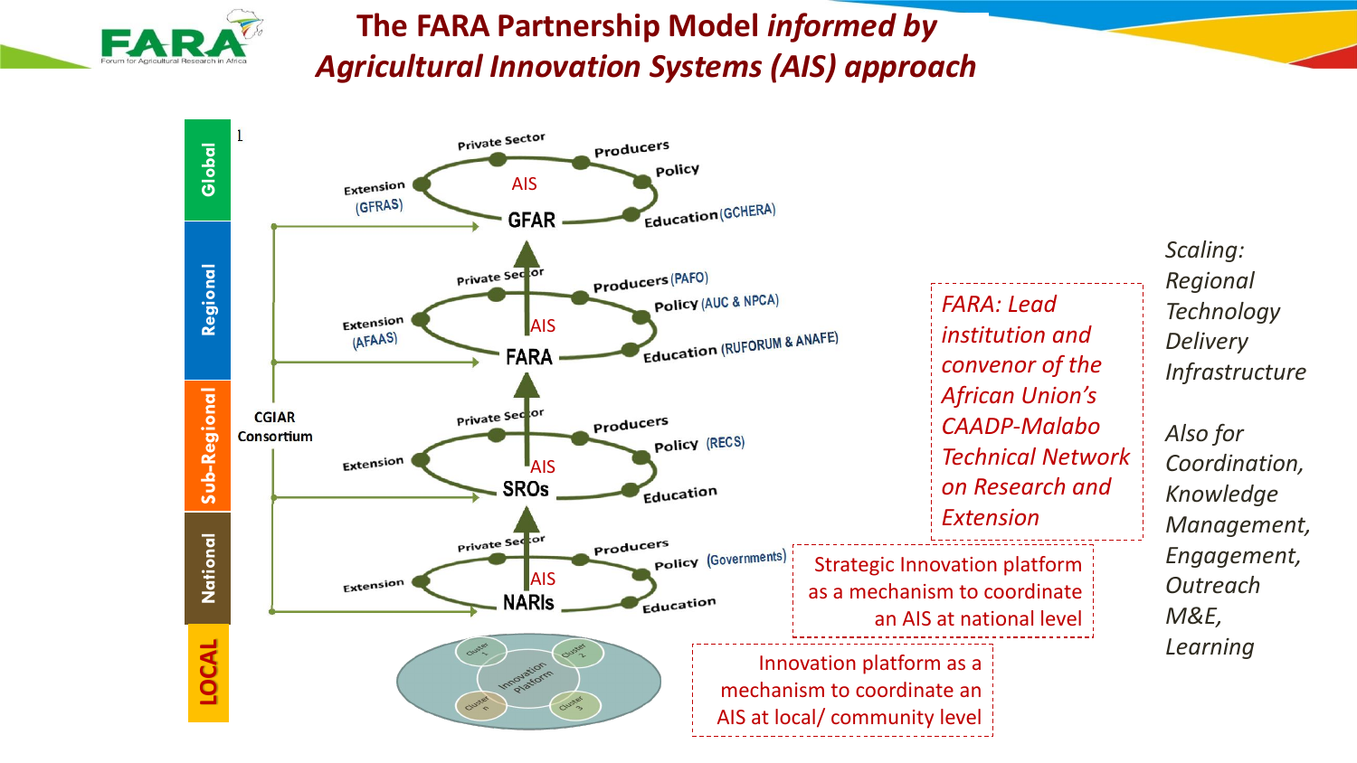# The FARA Partnership Model *informed by Agricultural Innovation Systems (AIS) approach*

**Global**

- GFAR — AIS
  - Private Sector
  - Producers
  - Policy
  - Education (GCHERA)
  - Extension (GFRAS)

**Regional**

- FARA — AIS
  - Private Sector
  - Producers (PAFO)
  - Policy (AUC & NPCA)
  - Education (RUFORUM & ANAFE)
  - Extension (AFAAS)

**Sub-Regional**

- SROs — AIS
  - Private Sector
  - Producers
  - Policy (RECS)
  - Education
  - Extension

**National**

- NARIs — AIS
  - Private Sector
  - Producers
  - Policy (Governments)
  - Education
  - Extension

**LOCAL**

- Innovation Platform
  - Cluster 1
  - Cluster 2
  - Cluster 3
  - Cluster n

CGIAR Consortium

*FARA: Lead institution and convenor of the African Union's CAADP-Malabo Technical Network on Research and Extension*

Strategic Innovation platform as a mechanism to coordinate an AIS at national level

Innovation platform as a mechanism to coordinate an AIS at local/ community level

*Scaling: Regional Technology Delivery Infrastructure*

*Also for Coordination, Knowledge Management, Engagement, Outreach M&E, Learning*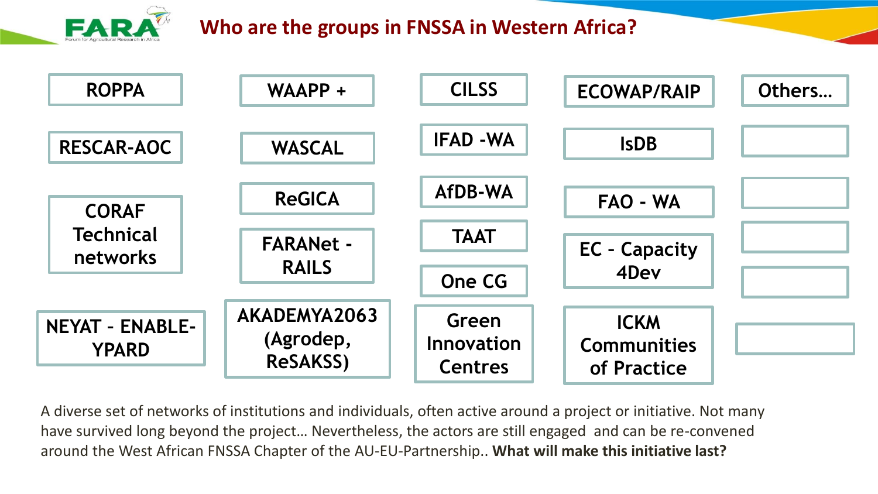# Who are the groups in FNSSA in Western Africa?

- ROPPA
- RESCAR-AOC
- CORAF Technical networks
- NEYAT - ENABLE-YPARD
- WAAPP +
- WASCAL
- ReGICA
- FARANet - RAILS
- AKADEMYA2063 (Agrodep, ReSAKSS)
- CILSS
- IFAD -WA
- AfDB-WA
- TAAT
- One CG
- Green Innovation Centres
- ECOWAP/RAIP
- IsDB
- FAO - WA
- EC - Capacity 4Dev
- ICKM Communities of Practice
- Others…

A diverse set of networks of institutions and individuals, often active around a project or initiative. Not many have survived long beyond the project… Nevertheless, the actors are still engaged and can be re-convened around the West African FNSSA Chapter of the AU-EU-Partnership.. **What will make this initiative last?**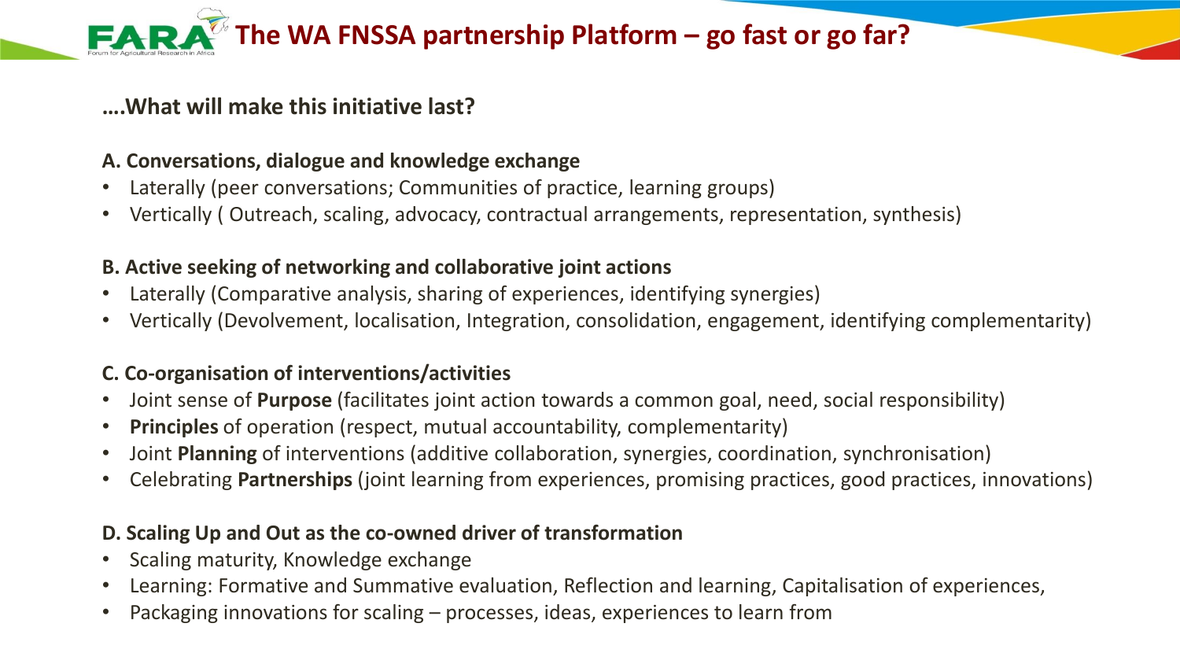# The WA FNSSA partnership Platform – go fast or go far?

**….What will make this initiative last?**

**A. Conversations, dialogue and knowledge exchange**

- Laterally (peer conversations; Communities of practice, learning groups)
- Vertically ( Outreach, scaling, advocacy, contractual arrangements, representation, synthesis)

**B. Active seeking of networking and collaborative joint actions**

- Laterally (Comparative analysis, sharing of experiences, identifying synergies)
- Vertically (Devolvement, localisation, Integration, consolidation, engagement, identifying complementarity)

**C. Co-organisation of interventions/activities**

- Joint sense of **Purpose** (facilitates joint action towards a common goal, need, social responsibility)
- **Principles** of operation (respect, mutual accountability, complementarity)
- Joint **Planning** of interventions (additive collaboration, synergies, coordination, synchronisation)
- Celebrating **Partnerships** (joint learning from experiences, promising practices, good practices, innovations)

**D. Scaling Up and Out as the co-owned driver of transformation**

- Scaling maturity, Knowledge exchange
- Learning: Formative and Summative evaluation, Reflection and learning, Capitalisation of experiences,
- Packaging innovations for scaling – processes, ideas, experiences to learn from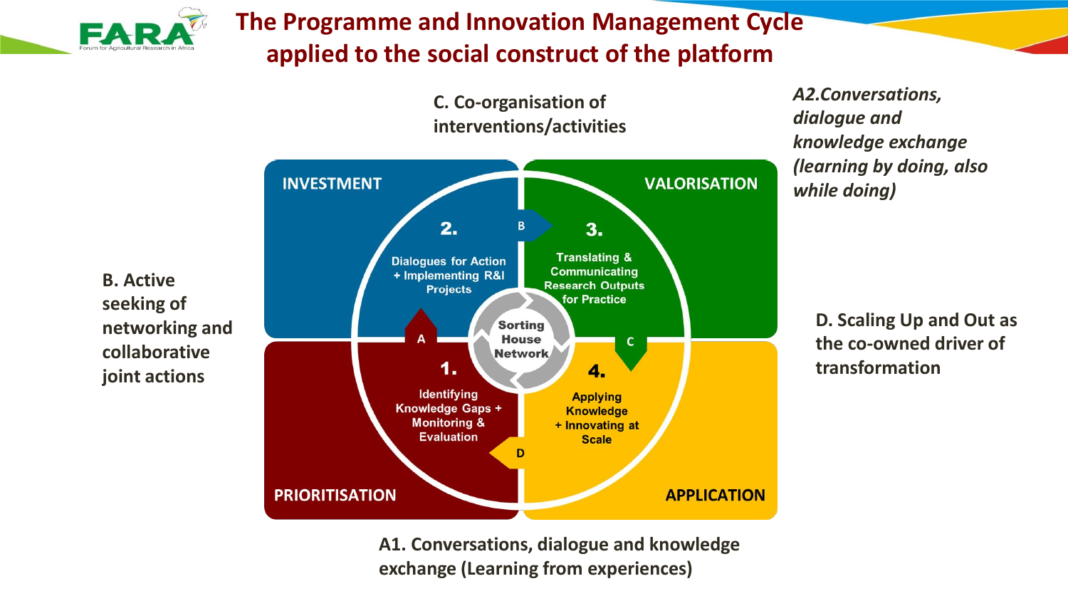# The Programme and Innovation Management Cycle applied to the social construct of the platform

**C. Co-organisation of interventions/activities**

***A2.Conversations, dialogue and knowledge exchange (learning by doing, also while doing)***

**B. Active seeking of networking and collaborative joint actions**

**D. Scaling Up and Out as the co-owned driver of transformation**

**INVESTMENT**

**2.** Dialogues for Action + Implementing R&I Projects

**VALORISATION**

**3.** Translating & Communicating Research Outputs for Practice

**PRIORITISATION**

**1.** Identifying Knowledge Gaps + Monitoring & Evaluation

**APPLICATION**

**4.** Applying Knowledge + Innovating at Scale

Sorting House Network

A B C D

**A1. Conversations, dialogue and knowledge exchange (Learning from experiences)**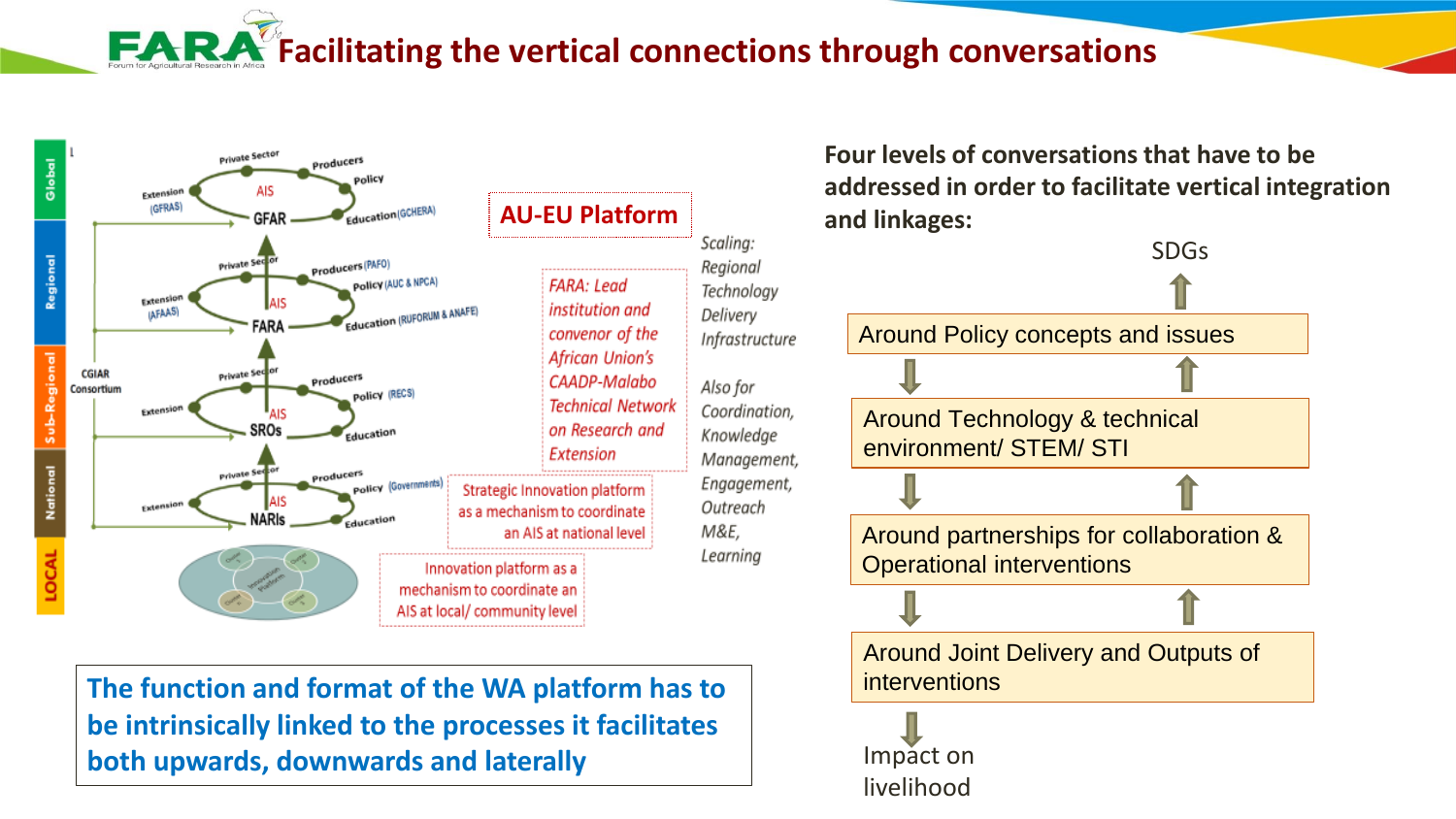# Facilitating the vertical connections through conversations

Global

Regional

Sub-Regional

National

LOCAL

Private Sector

Producers

Extension (GFRAS)

AIS

Policy

GFAR

Education (GCHERA)

Private Sector

Producers (PAFO)

Policy (AUC & NPCA)

Extension (AFAAS)

AIS

FARA

Education (RUFORUM & ANAFE)

CGIAR Consortium

Private Sector

Producers

Policy (RECS)

Extension

AIS

SROs

Education

Private Sector

Producers

Policy (Governments)

Extension

AIS

NARIs

Education

Innovation Platform

**AU-EU Platform**

*FARA: Lead institution and convenor of the African Union's CAADP-Malabo Technical Network on Research and Extension*

Strategic Innovation platform as a mechanism to coordinate an AIS at national level

Innovation platform as a mechanism to coordinate an AIS at local/ community level

*Scaling: Regional Technology Delivery Infrastructure*

*Also for Coordination, Knowledge Management, Engagement, Outreach M&E, Learning*

**The function and format of the WA platform has to be intrinsically linked to the processes it facilitates both upwards, downwards and laterally**

**Four levels of conversations that have to be addressed in order to facilitate vertical integration and linkages:**

SDGs

- Around Policy concepts and issues
- Around Technology & technical environment/ STEM/ STI
- Around partnerships for collaboration & Operational interventions
- Around Joint Delivery and Outputs of interventions

Impact on livelihood